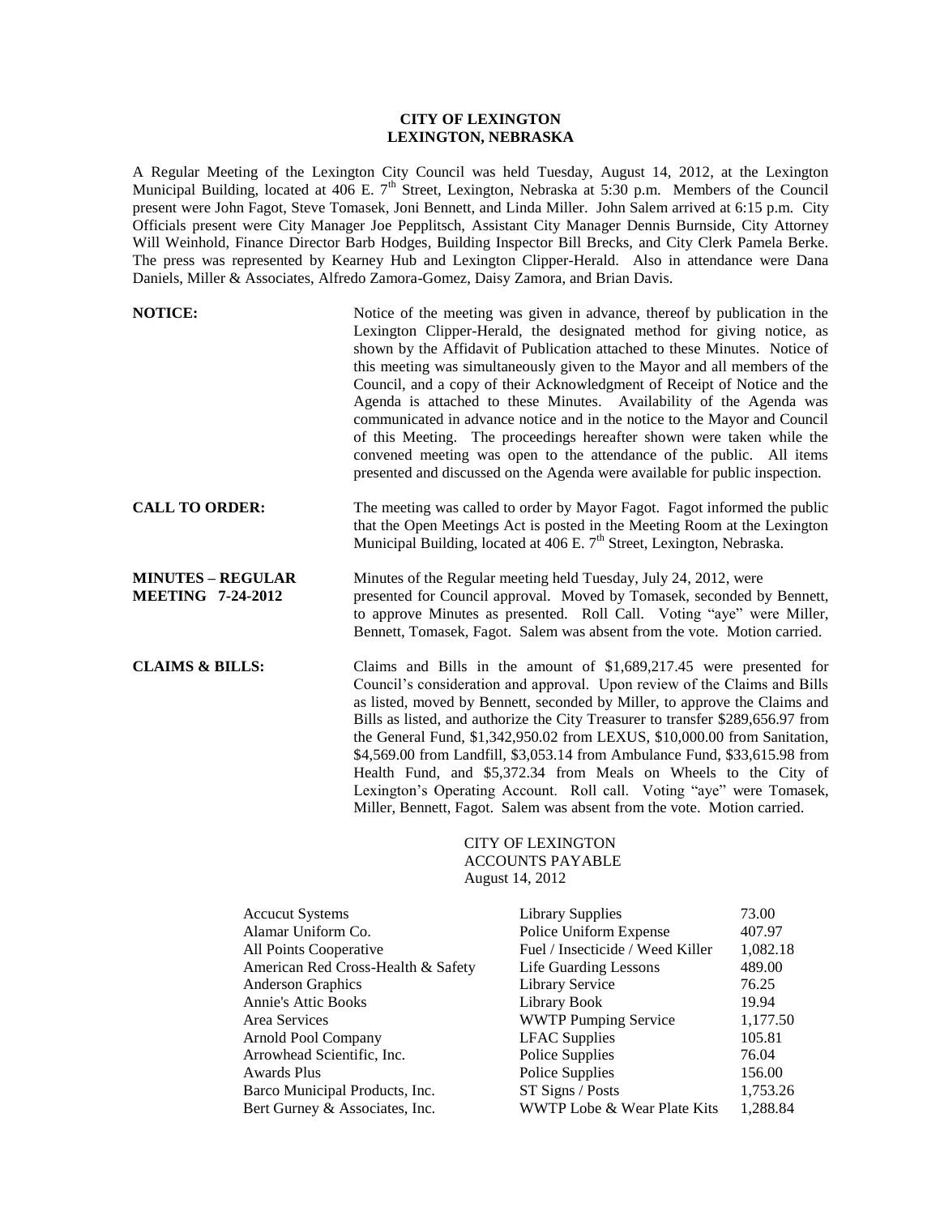# CITY OF LEXINGTON
## LEXINGTON, NEBRASKA

A Regular Meeting of the Lexington City Council was held Tuesday, August 14, 2012, at the Lexington Municipal Building, located at 406 E. 7th Street, Lexington, Nebraska at 5:30 p.m. Members of the Council present were John Fagot, Steve Tomasek, Joni Bennett, and Linda Miller. John Salem arrived at 6:15 p.m. City Officials present were City Manager Joe Pepplitsch, Assistant City Manager Dennis Burnside, City Attorney Will Weinhold, Finance Director Barb Hodges, Building Inspector Bill Brecks, and City Clerk Pamela Berke. The press was represented by Kearney Hub and Lexington Clipper-Herald. Also in attendance were Dana Daniels, Miller & Associates, Alfredo Zamora-Gomez, Daisy Zamora, and Brian Davis.

**NOTICE:** Notice of the meeting was given in advance, thereof by publication in the Lexington Clipper-Herald, the designated method for giving notice, as shown by the Affidavit of Publication attached to these Minutes. Notice of this meeting was simultaneously given to the Mayor and all members of the Council, and a copy of their Acknowledgment of Receipt of Notice and the Agenda is attached to these Minutes. Availability of the Agenda was communicated in advance notice and in the notice to the Mayor and Council of this Meeting. The proceedings hereafter shown were taken while the convened meeting was open to the attendance of the public. All items presented and discussed on the Agenda were available for public inspection.

**CALL TO ORDER:** The meeting was called to order by Mayor Fagot. Fagot informed the public that the Open Meetings Act is posted in the Meeting Room at the Lexington Municipal Building, located at 406 E. 7th Street, Lexington, Nebraska.

**MINUTES – REGULAR MEETING 7-24-2012** Minutes of the Regular meeting held Tuesday, July 24, 2012, were presented for Council approval. Moved by Tomasek, seconded by Bennett, to approve Minutes as presented. Roll Call. Voting "aye" were Miller, Bennett, Tomasek, Fagot. Salem was absent from the vote. Motion carried.

**CLAIMS & BILLS:** Claims and Bills in the amount of $1,689,217.45 were presented for Council's consideration and approval. Upon review of the Claims and Bills as listed, moved by Bennett, seconded by Miller, to approve the Claims and Bills as listed, and authorize the City Treasurer to transfer $289,656.97 from the General Fund, $1,342,950.02 from LEXUS, $10,000.00 from Sanitation, $4,569.00 from Landfill, $3,053.14 from Ambulance Fund, $33,615.98 from Health Fund, and $5,372.34 from Meals on Wheels to the City of Lexington's Operating Account. Roll call. Voting "aye" were Tomasek, Miller, Bennett, Fagot. Salem was absent from the vote. Motion carried.

CITY OF LEXINGTON
ACCOUNTS PAYABLE
August 14, 2012

| | | |
|---|---|---|
| Accucut Systems | Library Supplies | 73.00 |
| Alamar Uniform Co. | Police Uniform Expense | 407.97 |
| All Points Cooperative | Fuel / Insecticide / Weed Killer | 1,082.18 |
| American Red Cross-Health & Safety | Life Guarding Lessons | 489.00 |
| Anderson Graphics | Library Service | 76.25 |
| Annie's Attic Books | Library Book | 19.94 |
| Area Services | WWTP Pumping Service | 1,177.50 |
| Arnold Pool Company | LFAC Supplies | 105.81 |
| Arrowhead Scientific, Inc. | Police Supplies | 76.04 |
| Awards Plus | Police Supplies | 156.00 |
| Barco Municipal Products, Inc. | ST Signs / Posts | 1,753.26 |
| Bert Gurney & Associates, Inc. | WWTP Lobe & Wear Plate Kits | 1,288.84 |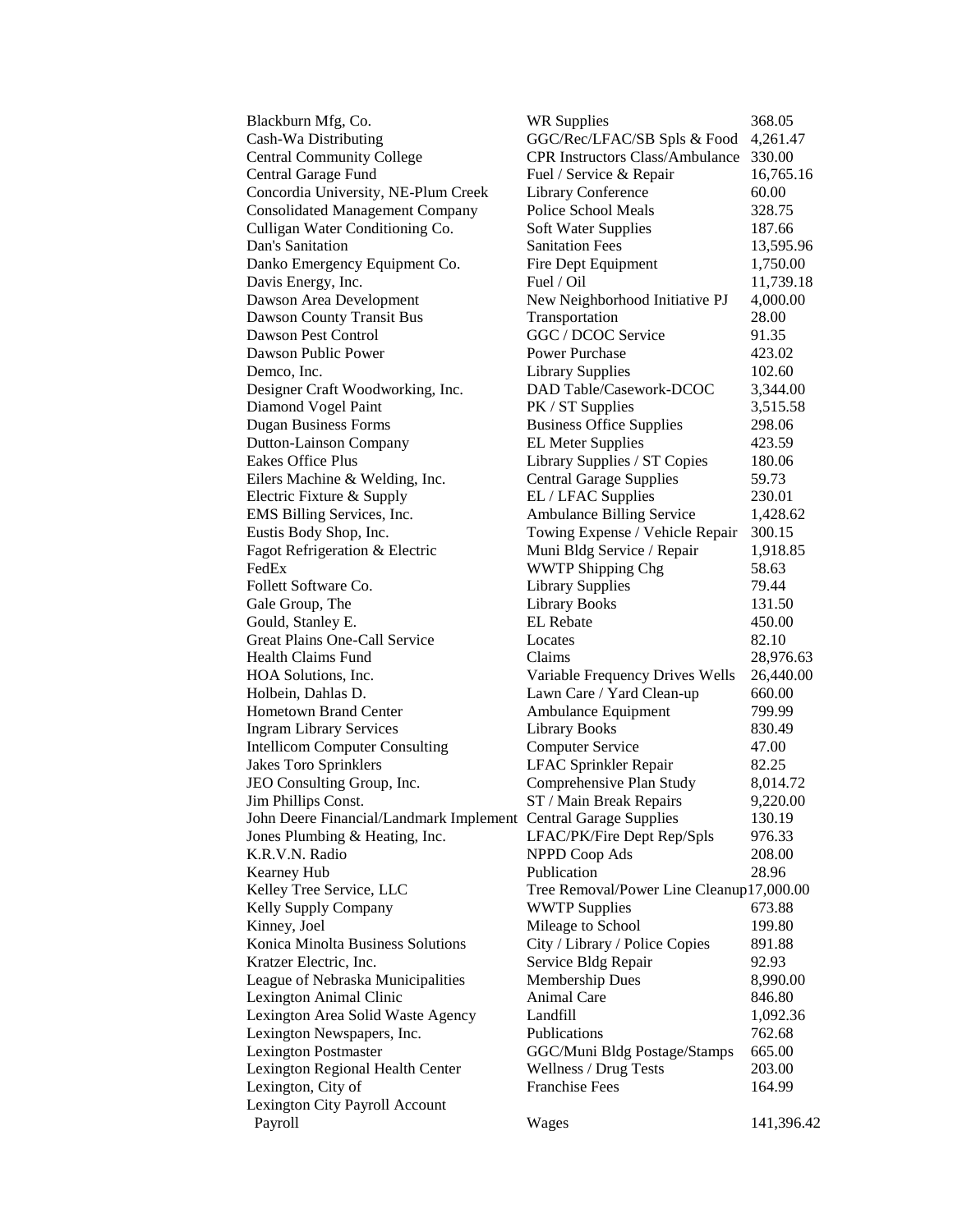| | | |
|---|---|---|
| Blackburn Mfg, Co. | WR Supplies | 368.05 |
| Cash-Wa Distributing | GGC/Rec/LFAC/SB Spls & Food | 4,261.47 |
| Central Community College | CPR Instructors Class/Ambulance | 330.00 |
| Central Garage Fund | Fuel / Service & Repair | 16,765.16 |
| Concordia University, NE-Plum Creek | Library Conference | 60.00 |
| Consolidated Management Company | Police School Meals | 328.75 |
| Culligan Water Conditioning Co. | Soft Water Supplies | 187.66 |
| Dan's Sanitation | Sanitation Fees | 13,595.96 |
| Danko Emergency Equipment Co. | Fire Dept Equipment | 1,750.00 |
| Davis Energy, Inc. | Fuel / Oil | 11,739.18 |
| Dawson Area Development | New Neighborhood Initiative PJ | 4,000.00 |
| Dawson County Transit Bus | Transportation | 28.00 |
| Dawson Pest Control | GGC / DCOC Service | 91.35 |
| Dawson Public Power | Power Purchase | 423.02 |
| Demco, Inc. | Library Supplies | 102.60 |
| Designer Craft Woodworking, Inc. | DAD Table/Casework-DCOC | 3,344.00 |
| Diamond Vogel Paint | PK / ST Supplies | 3,515.58 |
| Dugan Business Forms | Business Office Supplies | 298.06 |
| Dutton-Lainson Company | EL Meter Supplies | 423.59 |
| Eakes Office Plus | Library Supplies / ST Copies | 180.06 |
| Eilers Machine & Welding, Inc. | Central Garage Supplies | 59.73 |
| Electric Fixture & Supply | EL / LFAC Supplies | 230.01 |
| EMS Billing Services, Inc. | Ambulance Billing Service | 1,428.62 |
| Eustis Body Shop, Inc. | Towing Expense / Vehicle Repair | 300.15 |
| Fagot Refrigeration & Electric | Muni Bldg Service / Repair | 1,918.85 |
| FedEx | WWTP Shipping Chg | 58.63 |
| Follett Software Co. | Library Supplies | 79.44 |
| Gale Group, The | Library Books | 131.50 |
| Gould, Stanley E. | EL Rebate | 450.00 |
| Great Plains One-Call Service | Locates | 82.10 |
| Health Claims Fund | Claims | 28,976.63 |
| HOA Solutions, Inc. | Variable Frequency Drives Wells | 26,440.00 |
| Holbein, Dahlas D. | Lawn Care / Yard Clean-up | 660.00 |
| Hometown Brand Center | Ambulance Equipment | 799.99 |
| Ingram Library Services | Library Books | 830.49 |
| Intellicom Computer Consulting | Computer Service | 47.00 |
| Jakes Toro Sprinklers | LFAC Sprinkler Repair | 82.25 |
| JEO Consulting Group, Inc. | Comprehensive Plan Study | 8,014.72 |
| Jim Phillips Const. | ST / Main Break Repairs | 9,220.00 |
| John Deere Financial/Landmark Implement | Central Garage Supplies | 130.19 |
| Jones Plumbing & Heating, Inc. | LFAC/PK/Fire Dept Rep/Spls | 976.33 |
| K.R.V.N. Radio | NPPD Coop Ads | 208.00 |
| Kearney Hub | Publication | 28.96 |
| Kelley Tree Service, LLC | Tree Removal/Power Line Cleanup | 17,000.00 |
| Kelly Supply Company | WWTP Supplies | 673.88 |
| Kinney, Joel | Mileage to School | 199.80 |
| Konica Minolta Business Solutions | City / Library / Police Copies | 891.88 |
| Kratzer Electric, Inc. | Service Bldg Repair | 92.93 |
| League of Nebraska Municipalities | Membership Dues | 8,990.00 |
| Lexington Animal Clinic | Animal Care | 846.80 |
| Lexington Area Solid Waste Agency | Landfill | 1,092.36 |
| Lexington Newspapers, Inc. | Publications | 762.68 |
| Lexington Postmaster | GGC/Muni Bldg Postage/Stamps | 665.00 |
| Lexington Regional Health Center | Wellness / Drug Tests | 203.00 |
| Lexington, City of | Franchise Fees | 164.99 |
| Lexington City Payroll Account Payroll | Wages | 141,396.42 |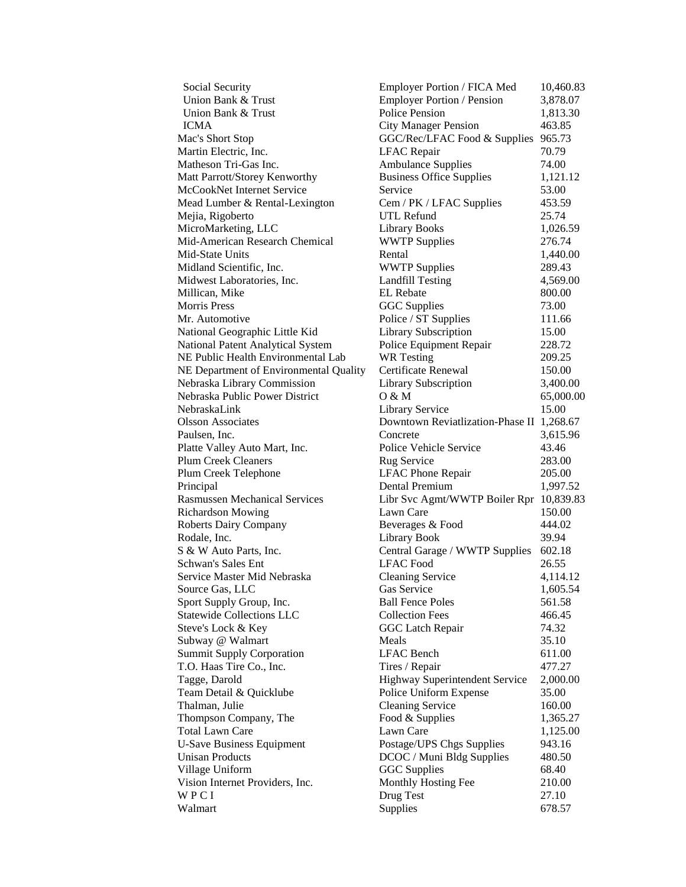| | | |
|---|---|---|
| Social Security | Employer Portion / FICA Med | 10,460.83 |
| Union Bank & Trust | Employer Portion / Pension | 3,878.07 |
| Union Bank & Trust | Police Pension | 1,813.30 |
| ICMA | City Manager Pension | 463.85 |
| Mac's Short Stop | GGC/Rec/LFAC Food & Supplies | 965.73 |
| Martin Electric, Inc. | LFAC Repair | 70.79 |
| Matheson Tri-Gas Inc. | Ambulance Supplies | 74.00 |
| Matt Parrott/Storey Kenworthy | Business Office Supplies | 1,121.12 |
| McCookNet Internet Service | Service | 53.00 |
| Mead Lumber & Rental-Lexington | Cem / PK / LFAC Supplies | 453.59 |
| Mejia, Rigoberto | UTL Refund | 25.74 |
| MicroMarketing, LLC | Library Books | 1,026.59 |
| Mid-American Research Chemical | WWTP Supplies | 276.74 |
| Mid-State Units | Rental | 1,440.00 |
| Midland Scientific, Inc. | WWTP Supplies | 289.43 |
| Midwest Laboratories, Inc. | Landfill Testing | 4,569.00 |
| Millican, Mike | EL Rebate | 800.00 |
| Morris Press | GGC Supplies | 73.00 |
| Mr. Automotive | Police / ST Supplies | 111.66 |
| National Geographic Little Kid | Library Subscription | 15.00 |
| National Patent Analytical System | Police Equipment Repair | 228.72 |
| NE Public Health Environmental Lab | WR Testing | 209.25 |
| NE Department of Environmental Quality | Certificate Renewal | 150.00 |
| Nebraska Library Commission | Library Subscription | 3,400.00 |
| Nebraska Public Power District | O & M | 65,000.00 |
| NebraskaLink | Library Service | 15.00 |
| Olsson Associates | Downtown Reviatlization-Phase II | 1,268.67 |
| Paulsen, Inc. | Concrete | 3,615.96 |
| Platte Valley Auto Mart, Inc. | Police Vehicle Service | 43.46 |
| Plum Creek Cleaners | Rug Service | 283.00 |
| Plum Creek Telephone | LFAC Phone Repair | 205.00 |
| Principal | Dental Premium | 1,997.52 |
| Rasmussen Mechanical Services | Libr Svc Agmt/WWTP Boiler Rpr | 10,839.83 |
| Richardson Mowing | Lawn Care | 150.00 |
| Roberts Dairy Company | Beverages & Food | 444.02 |
| Rodale, Inc. | Library Book | 39.94 |
| S & W Auto Parts, Inc. | Central Garage / WWTP Supplies | 602.18 |
| Schwan's Sales Ent | LFAC Food | 26.55 |
| Service Master Mid Nebraska | Cleaning Service | 4,114.12 |
| Source Gas, LLC | Gas Service | 1,605.54 |
| Sport Supply Group, Inc. | Ball Fence Poles | 561.58 |
| Statewide Collections LLC | Collection Fees | 466.45 |
| Steve's Lock & Key | GGC Latch Repair | 74.32 |
| Subway @ Walmart | Meals | 35.10 |
| Summit Supply Corporation | LFAC Bench | 611.00 |
| T.O. Haas Tire Co., Inc. | Tires / Repair | 477.27 |
| Tagge, Darold | Highway Superintendent Service | 2,000.00 |
| Team Detail & Quicklube | Police Uniform Expense | 35.00 |
| Thalman, Julie | Cleaning Service | 160.00 |
| Thompson Company, The | Food & Supplies | 1,365.27 |
| Total Lawn Care | Lawn Care | 1,125.00 |
| U-Save Business Equipment | Postage/UPS Chgs Supplies | 943.16 |
| Unisan Products | DCOC / Muni Bldg Supplies | 480.50 |
| Village Uniform | GGC Supplies | 68.40 |
| Vision Internet Providers, Inc. | Monthly Hosting Fee | 210.00 |
| W P C I | Drug Test | 27.10 |
| Walmart | Supplies | 678.57 |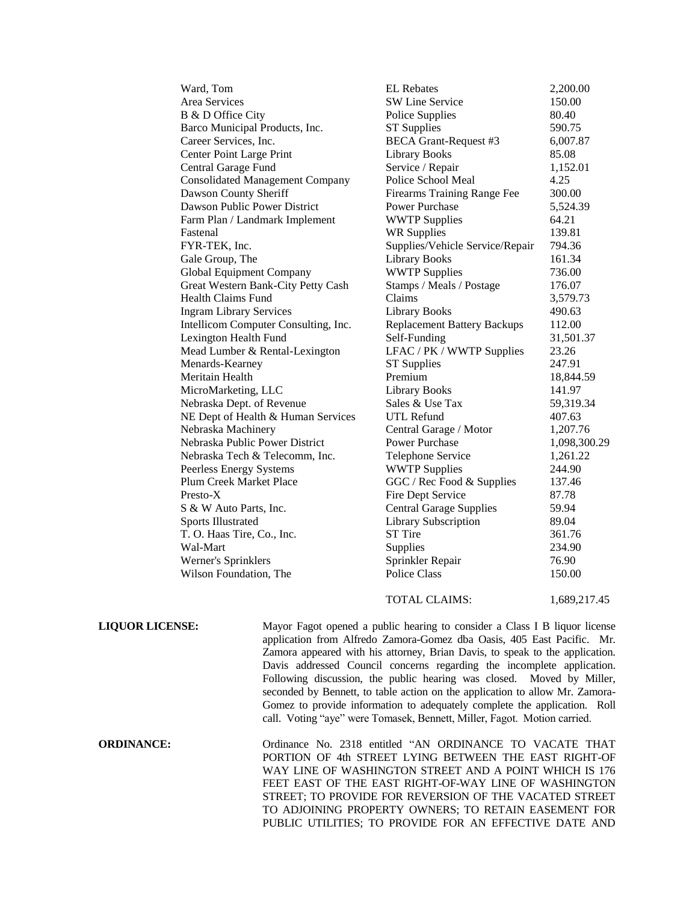| | | |
|---|---|---|
| Ward, Tom | EL Rebates | 2,200.00 |
| Area Services | SW Line Service | 150.00 |
| B & D Office City | Police Supplies | 80.40 |
| Barco Municipal Products, Inc. | ST Supplies | 590.75 |
| Career Services, Inc. | BECA Grant-Request #3 | 6,007.87 |
| Center Point Large Print | Library Books | 85.08 |
| Central Garage Fund | Service / Repair | 1,152.01 |
| Consolidated Management Company | Police School Meal | 4.25 |
| Dawson County Sheriff | Firearms Training Range Fee | 300.00 |
| Dawson Public Power District | Power Purchase | 5,524.39 |
| Farm Plan / Landmark Implement | WWTP Supplies | 64.21 |
| Fastenal | WR Supplies | 139.81 |
| FYR-TEK, Inc. | Supplies/Vehicle Service/Repair | 794.36 |
| Gale Group, The | Library Books | 161.34 |
| Global Equipment Company | WWTP Supplies | 736.00 |
| Great Western Bank-City Petty Cash | Stamps / Meals / Postage | 176.07 |
| Health Claims Fund | Claims | 3,579.73 |
| Ingram Library Services | Library Books | 490.63 |
| Intellicom Computer Consulting, Inc. | Replacement Battery Backups | 112.00 |
| Lexington Health Fund | Self-Funding | 31,501.37 |
| Mead Lumber & Rental-Lexington | LFAC / PK / WWTP Supplies | 23.26 |
| Menards-Kearney | ST Supplies | 247.91 |
| Meritain Health | Premium | 18,844.59 |
| MicroMarketing, LLC | Library Books | 141.97 |
| Nebraska Dept. of Revenue | Sales & Use Tax | 59,319.34 |
| NE Dept of Health & Human Services | UTL Refund | 407.63 |
| Nebraska Machinery | Central Garage / Motor | 1,207.76 |
| Nebraska Public Power District | Power Purchase | 1,098,300.29 |
| Nebraska Tech & Telecomm, Inc. | Telephone Service | 1,261.22 |
| Peerless Energy Systems | WWTP Supplies | 244.90 |
| Plum Creek Market Place | GGC / Rec Food & Supplies | 137.46 |
| Presto-X | Fire Dept Service | 87.78 |
| S & W Auto Parts, Inc. | Central Garage Supplies | 59.94 |
| Sports Illustrated | Library Subscription | 89.04 |
| T. O. Haas Tire, Co., Inc. | ST Tire | 361.76 |
| Wal-Mart | Supplies | 234.90 |
| Werner's Sprinklers | Sprinkler Repair | 76.90 |
| Wilson Foundation, The | Police Class | 150.00 |
| | TOTAL CLAIMS: | 1,689,217.45 |

**LIQUOR LICENSE:** Mayor Fagot opened a public hearing to consider a Class I B liquor license application from Alfredo Zamora-Gomez dba Oasis, 405 East Pacific. Mr. Zamora appeared with his attorney, Brian Davis, to speak to the application. Davis addressed Council concerns regarding the incomplete application. Following discussion, the public hearing was closed. Moved by Miller, seconded by Bennett, to table action on the application to allow Mr. Zamora-Gomez to provide information to adequately complete the application. Roll call. Voting "aye" were Tomasek, Bennett, Miller, Fagot. Motion carried.

**ORDINANCE:** Ordinance No. 2318 entitled "AN ORDINANCE TO VACATE THAT PORTION OF 4th STREET LYING BETWEEN THE EAST RIGHT-OF WAY LINE OF WASHINGTON STREET AND A POINT WHICH IS 176 FEET EAST OF THE EAST RIGHT-OF-WAY LINE OF WASHINGTON STREET; TO PROVIDE FOR REVERSION OF THE VACATED STREET TO ADJOINING PROPERTY OWNERS; TO RETAIN EASEMENT FOR PUBLIC UTILITIES; TO PROVIDE FOR AN EFFECTIVE DATE AND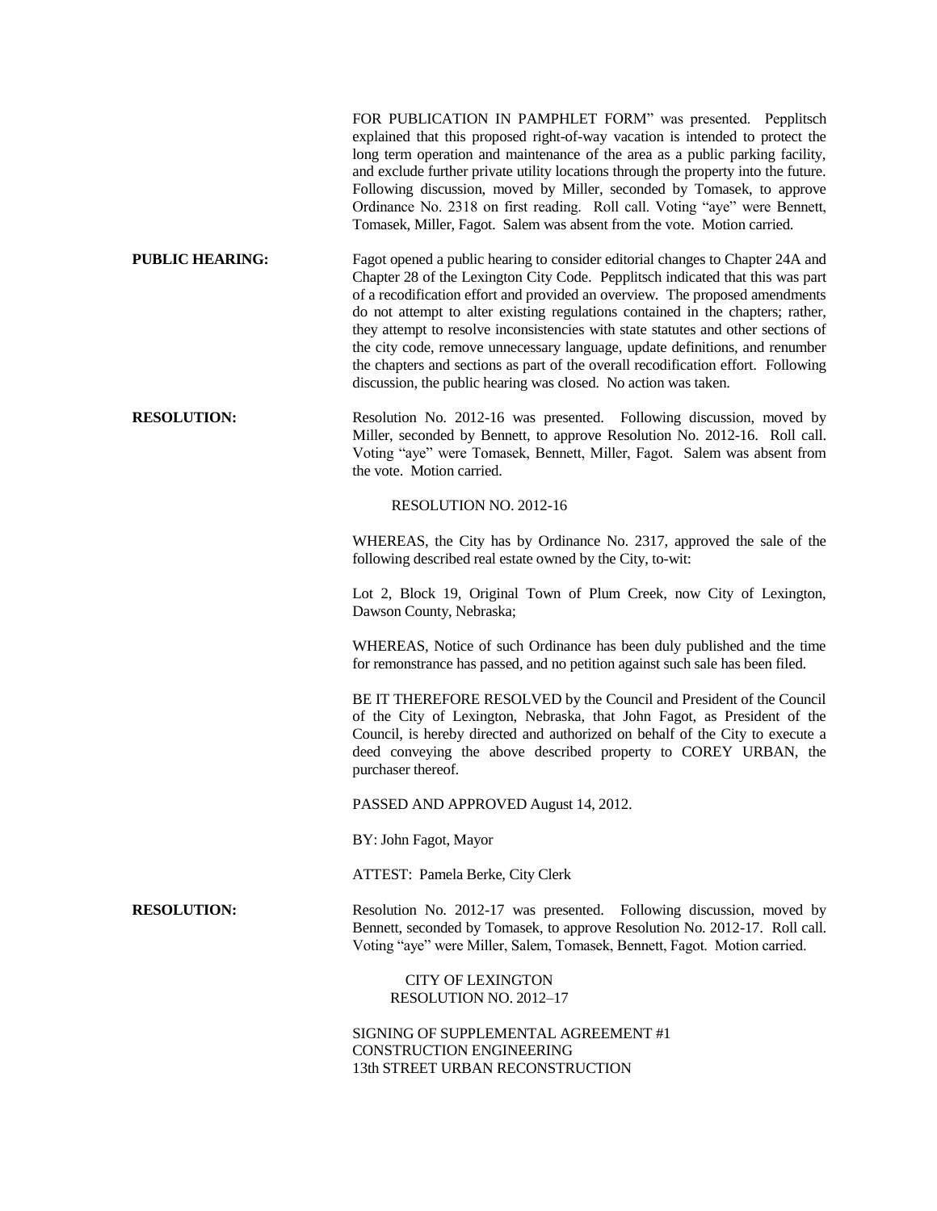FOR PUBLICATION IN PAMPHLET FORM" was presented. Pepplitsch explained that this proposed right-of-way vacation is intended to protect the long term operation and maintenance of the area as a public parking facility, and exclude further private utility locations through the property into the future. Following discussion, moved by Miller, seconded by Tomasek, to approve Ordinance No. 2318 on first reading. Roll call. Voting "aye" were Bennett, Tomasek, Miller, Fagot. Salem was absent from the vote. Motion carried.

**PUBLIC HEARING:** Fagot opened a public hearing to consider editorial changes to Chapter 24A and Chapter 28 of the Lexington City Code. Pepplitsch indicated that this was part of a recodification effort and provided an overview. The proposed amendments do not attempt to alter existing regulations contained in the chapters; rather, they attempt to resolve inconsistencies with state statutes and other sections of the city code, remove unnecessary language, update definitions, and renumber the chapters and sections as part of the overall recodification effort. Following discussion, the public hearing was closed. No action was taken.

**RESOLUTION:** Resolution No. 2012-16 was presented. Following discussion, moved by Miller, seconded by Bennett, to approve Resolution No. 2012-16. Roll call. Voting "aye" were Tomasek, Bennett, Miller, Fagot. Salem was absent from the vote. Motion carried.

RESOLUTION NO. 2012-16

WHEREAS, the City has by Ordinance No. 2317, approved the sale of the following described real estate owned by the City, to-wit:

Lot 2, Block 19, Original Town of Plum Creek, now City of Lexington, Dawson County, Nebraska;

WHEREAS, Notice of such Ordinance has been duly published and the time for remonstrance has passed, and no petition against such sale has been filed.

BE IT THEREFORE RESOLVED by the Council and President of the Council of the City of Lexington, Nebraska, that John Fagot, as President of the Council, is hereby directed and authorized on behalf of the City to execute a deed conveying the above described property to COREY URBAN, the purchaser thereof.

PASSED AND APPROVED August 14, 2012.

BY: John Fagot, Mayor

ATTEST: Pamela Berke, City Clerk

**RESOLUTION:** Resolution No. 2012-17 was presented. Following discussion, moved by Bennett, seconded by Tomasek, to approve Resolution No. 2012-17. Roll call. Voting "aye" were Miller, Salem, Tomasek, Bennett, Fagot. Motion carried.

CITY OF LEXINGTON
RESOLUTION NO. 2012–17

SIGNING OF SUPPLEMENTAL AGREEMENT #1
CONSTRUCTION ENGINEERING
13th STREET URBAN RECONSTRUCTION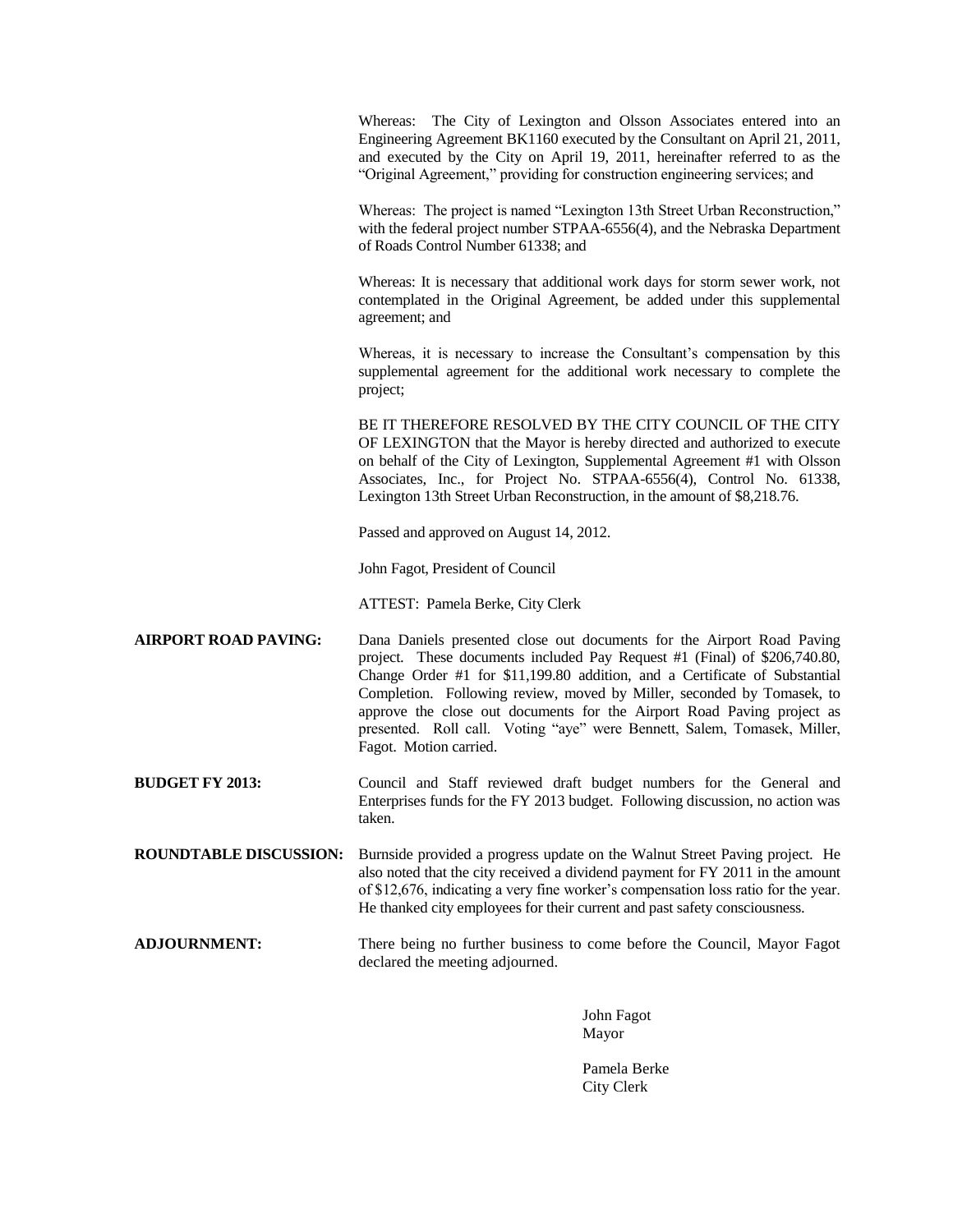Whereas: The City of Lexington and Olsson Associates entered into an Engineering Agreement BK1160 executed by the Consultant on April 21, 2011, and executed by the City on April 19, 2011, hereinafter referred to as the "Original Agreement," providing for construction engineering services; and

Whereas: The project is named "Lexington 13th Street Urban Reconstruction," with the federal project number STPAA-6556(4), and the Nebraska Department of Roads Control Number 61338; and

Whereas: It is necessary that additional work days for storm sewer work, not contemplated in the Original Agreement, be added under this supplemental agreement; and

Whereas, it is necessary to increase the Consultant's compensation by this supplemental agreement for the additional work necessary to complete the project;

BE IT THEREFORE RESOLVED BY THE CITY COUNCIL OF THE CITY OF LEXINGTON that the Mayor is hereby directed and authorized to execute on behalf of the City of Lexington, Supplemental Agreement #1 with Olsson Associates, Inc., for Project No. STPAA-6556(4), Control No. 61338, Lexington 13th Street Urban Reconstruction, in the amount of $8,218.76.

Passed and approved on August 14, 2012.

John Fagot, President of Council

ATTEST: Pamela Berke, City Clerk

**AIRPORT ROAD PAVING:** Dana Daniels presented close out documents for the Airport Road Paving project. These documents included Pay Request #1 (Final) of $206,740.80, Change Order #1 for $11,199.80 addition, and a Certificate of Substantial Completion. Following review, moved by Miller, seconded by Tomasek, to approve the close out documents for the Airport Road Paving project as presented. Roll call. Voting "aye" were Bennett, Salem, Tomasek, Miller, Fagot. Motion carried.

**BUDGET FY 2013:** Council and Staff reviewed draft budget numbers for the General and Enterprises funds for the FY 2013 budget. Following discussion, no action was taken.

**ROUNDTABLE DISCUSSION:** Burnside provided a progress update on the Walnut Street Paving project. He also noted that the city received a dividend payment for FY 2011 in the amount of $12,676, indicating a very fine worker's compensation loss ratio for the year. He thanked city employees for their current and past safety consciousness.

**ADJOURNMENT:** There being no further business to come before the Council, Mayor Fagot declared the meeting adjourned.

John Fagot
Mayor

Pamela Berke
City Clerk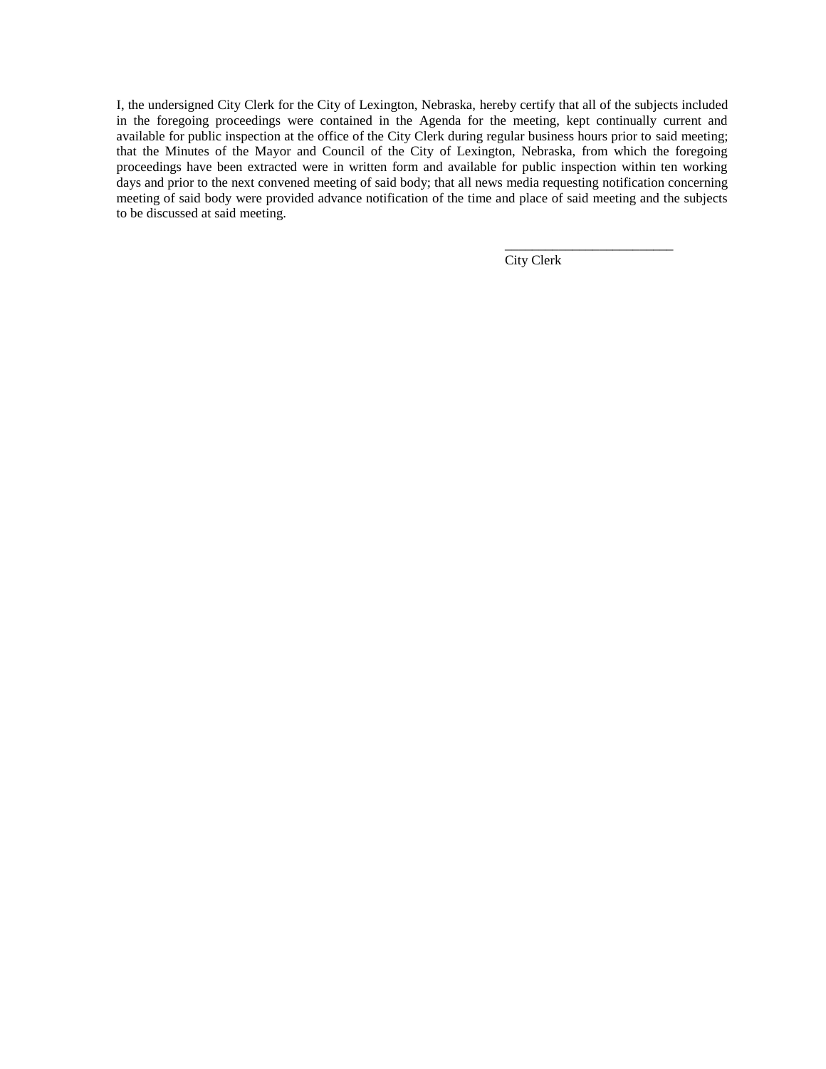I, the undersigned City Clerk for the City of Lexington, Nebraska, hereby certify that all of the subjects included in the foregoing proceedings were contained in the Agenda for the meeting, kept continually current and available for public inspection at the office of the City Clerk during regular business hours prior to said meeting; that the Minutes of the Mayor and Council of the City of Lexington, Nebraska, from which the foregoing proceedings have been extracted were in written form and available for public inspection within ten working days and prior to the next convened meeting of said body; that all news media requesting notification concerning meeting of said body were provided advance notification of the time and place of said meeting and the subjects to be discussed at said meeting.

_________________________
City Clerk